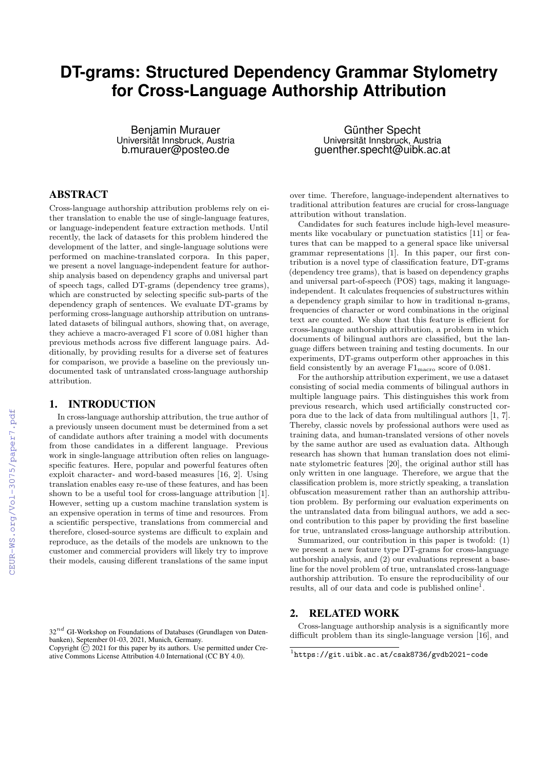# DT-grams: Structured Dependency Grammar Stylometry for Cross-Language Authorship Attribution

Benjamin Murauer
Universität Innsbruck, Austria
b.murauer@posteo.de

Günther Specht
Universität Innsbruck, Austria
guenther.specht@uibk.ac.at

## ABSTRACT

Cross-language authorship attribution problems rely on either translation to enable the use of single-language features, or language-independent feature extraction methods. Until recently, the lack of datasets for this problem hindered the development of the latter, and single-language solutions were performed on machine-translated corpora. In this paper, we present a novel language-independent feature for authorship analysis based on dependency graphs and universal part of speech tags, called DT-grams (dependency tree grams), which are constructed by selecting specific sub-parts of the dependency graph of sentences. We evaluate DT-grams by performing cross-language authorship attribution on untranslated datasets of bilingual authors, showing that, on average, they achieve a macro-averaged F1 score of 0.081 higher than previous methods across five different language pairs. Additionally, by providing results for a diverse set of features for comparison, we provide a baseline on the previously undocumented task of untranslated cross-language authorship attribution.

## 1. INTRODUCTION

In cross-language authorship attribution, the true author of a previously unseen document must be determined from a set of candidate authors after training a model with documents from those candidates in a different language. Previous work in single-language attribution often relies on language-specific features. Here, popular and powerful features often exploit character- and word-based measures [16, 2]. Using translation enables easy re-use of these features, and has been shown to be a useful tool for cross-language attribution [1]. However, setting up a custom machine translation system is an expensive operation in terms of time and resources. From a scientific perspective, translations from commercial and therefore, closed-source systems are difficult to explain and reproduce, as the details of the models are unknown to the customer and commercial providers will likely try to improve their models, causing different translations of the same input over time. Therefore, language-independent alternatives to traditional attribution features are crucial for cross-language attribution without translation.

Candidates for such features include high-level measurements like vocabulary or punctuation statistics [11] or features that can be mapped to a general space like universal grammar representations [1]. In this paper, our first contribution is a novel type of classification feature, DT-grams (dependency tree grams), that is based on dependency graphs and universal part-of-speech (POS) tags, making it language-independent. It calculates frequencies of substructures within a dependency graph similar to how in traditional n-grams, frequencies of character or word combinations in the original text are counted. We show that this feature is efficient for cross-language authorship attribution, a problem in which documents of bilingual authors are classified, but the language differs between training and testing documents. In our experiments, DT-grams outperform other approaches in this field consistently by an average $\mathrm{F1}_{\mathrm{macro}}$ score of 0.081.

For the authorship attribution experiment, we use a dataset consisting of social media comments of bilingual authors in multiple language pairs. This distinguishes this work from previous research, which used artificially constructed corpora due to the lack of data from multilingual authors [1, 7]. Thereby, classic novels by professional authors were used as training data, and human-translated versions of other novels by the same author are used as evaluation data. Although research has shown that human translation does not eliminate stylometric features [20], the original author still has only written in one language. Therefore, we argue that the classification problem is, more strictly speaking, a translation obfuscation measurement rather than an authorship attribution problem. By performing our evaluation experiments on the untranslated data from bilingual authors, we add a second contribution to this paper by providing the first baseline for true, untranslated cross-language authorship attribution.

Summarized, our contribution in this paper is twofold: (1) we present a new feature type DT-grams for cross-language authorship analysis, and (2) our evaluations represent a baseline for the novel problem of true, untranslated cross-language authorship attribution. To ensure the reproducibility of our results, all of our data and code is published online[1].

## 2. RELATED WORK

Cross-language authorship analysis is a significantly more difficult problem than its single-language version [16], and

$32^{nd}$ GI-Workshop on Foundations of Databases (Grundlagen von Datenbanken), September 01-03, 2021, Munich, Germany.
Copyright © 2021 for this paper by its authors. Use permitted under Creative Commons License Attribution 4.0 International (CC BY 4.0).

[1] https://git.uibk.ac.at/csak8736/gvdb2021-code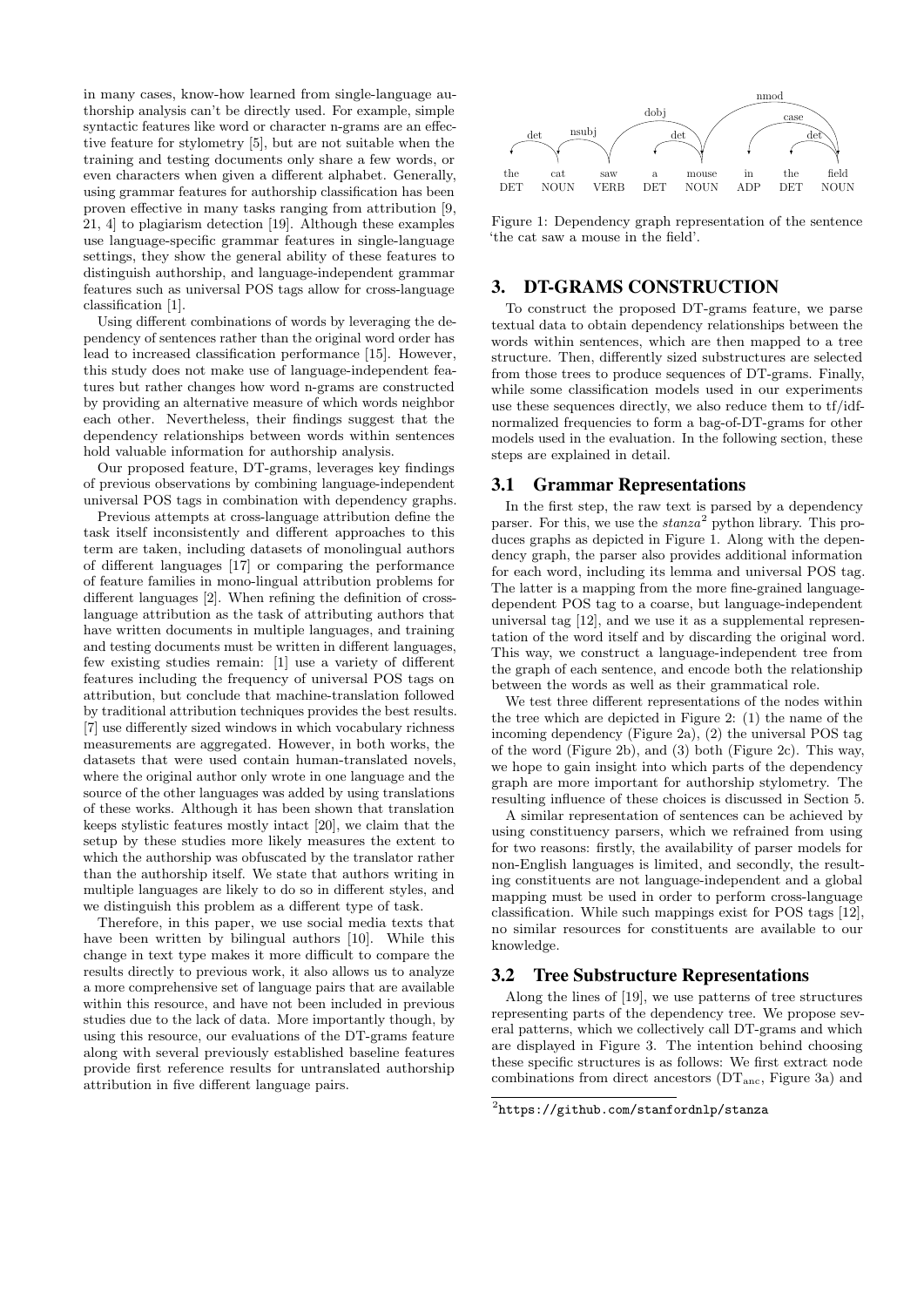in many cases, know-how learned from single-language authorship analysis can't be directly used. For example, simple syntactic features like word or character n-grams are an effective feature for stylometry [5], but are not suitable when the training and testing documents only share a few words, or even characters when given a different alphabet. Generally, using grammar features for authorship classification has been proven effective in many tasks ranging from attribution [9, 21, 4] to plagiarism detection [19]. Although these examples use language-specific grammar features in single-language settings, they show the general ability of these features to distinguish authorship, and language-independent grammar features such as universal POS tags allow for cross-language classification [1].

Using different combinations of words by leveraging the dependency of sentences rather than the original word order has lead to increased classification performance [15]. However, this study does not make use of language-independent features but rather changes how word n-grams are constructed by providing an alternative measure of which words neighbor each other. Nevertheless, their findings suggest that the dependency relationships between words within sentences hold valuable information for authorship analysis.

Our proposed feature, DT-grams, leverages key findings of previous observations by combining language-independent universal POS tags in combination with dependency graphs.

Previous attempts at cross-language attribution define the task itself inconsistently and different approaches to this term are taken, including datasets of monolingual authors of different languages [17] or comparing the performance of feature families in mono-lingual attribution problems for different languages [2]. When refining the definition of cross-language attribution as the task of attributing authors that have written documents in multiple languages, and training and testing documents must be written in different languages, few existing studies remain: [1] use a variety of different features including the frequency of universal POS tags on attribution, but conclude that machine-translation followed by traditional attribution techniques provides the best results. [7] use differently sized windows in which vocabulary richness measurements are aggregated. However, in both works, the datasets that were used contain human-translated novels, where the original author only wrote in one language and the source of the other languages was added by using translations of these works. Although it has been shown that translation keeps stylistic features mostly intact [20], we claim that the setup by these studies more likely measures the extent to which the authorship was obfuscated by the translator rather than the authorship itself. We state that authors writing in multiple languages are likely to do so in different styles, and we distinguish this problem as a different type of task.

Therefore, in this paper, we use social media texts that have been written by bilingual authors [10]. While this change in text type makes it more difficult to compare the results directly to previous work, it also allows us to analyze a more comprehensive set of language pairs that are available within this resource, and have not been included in previous studies due to the lack of data. More importantly though, by using this resource, our evaluations of the DT-grams feature along with several previously established baseline features provide first reference results for untranslated authorship attribution in five different language pairs.

Figure 1: Dependency graph representation of the sentence 'the cat saw a mouse in the field'.

## 3. DT-GRAMS CONSTRUCTION

To construct the proposed DT-grams feature, we parse textual data to obtain dependency relationships between the words within sentences, which are then mapped to a tree structure. Then, differently sized substructures are selected from those trees to produce sequences of DT-grams. Finally, while some classification models used in our experiments use these sequences directly, we also reduce them to tf/idf-normalized frequencies to form a bag-of-DT-grams for other models used in the evaluation. In the following section, these steps are explained in detail.

### 3.1 Grammar Representations

In the first step, the raw text is parsed by a dependency parser. For this, we use the *stanza*[2] python library. This produces graphs as depicted in Figure 1. Along with the dependency graph, the parser also provides additional information for each word, including its lemma and universal POS tag. The latter is a mapping from the more fine-grained language-dependent POS tag to a coarse, but language-independent universal tag [12], and we use it as a supplemental representation of the word itself and by discarding the original word. This way, we construct a language-independent tree from the graph of each sentence, and encode both the relationship between the words as well as their grammatical role.

We test three different representations of the nodes within the tree which are depicted in Figure 2: (1) the name of the incoming dependency (Figure 2a), (2) the universal POS tag of the word (Figure 2b), and (3) both (Figure 2c). This way, we hope to gain insight into which parts of the dependency graph are more important for authorship stylometry. The resulting influence of these choices is discussed in Section 5.

A similar representation of sentences can be achieved by using constituency parsers, which we refrained from using for two reasons: firstly, the availability of parser models for non-English languages is limited, and secondly, the resulting constituents are not language-independent and a global mapping must be used in order to perform cross-language classification. While such mappings exist for POS tags [12], no similar resources for constituents are available to our knowledge.

### 3.2 Tree Substructure Representations

Along the lines of [19], we use patterns of tree structures representing parts of the dependency tree. We propose several patterns, which we collectively call DT-grams and which are displayed in Figure 3. The intention behind choosing these specific structures is as follows: We first extract node combinations from direct ancestors ($\text{DT}_{\text{anc}}$, Figure 3a) and

[2] https://github.com/stanfordnlp/stanza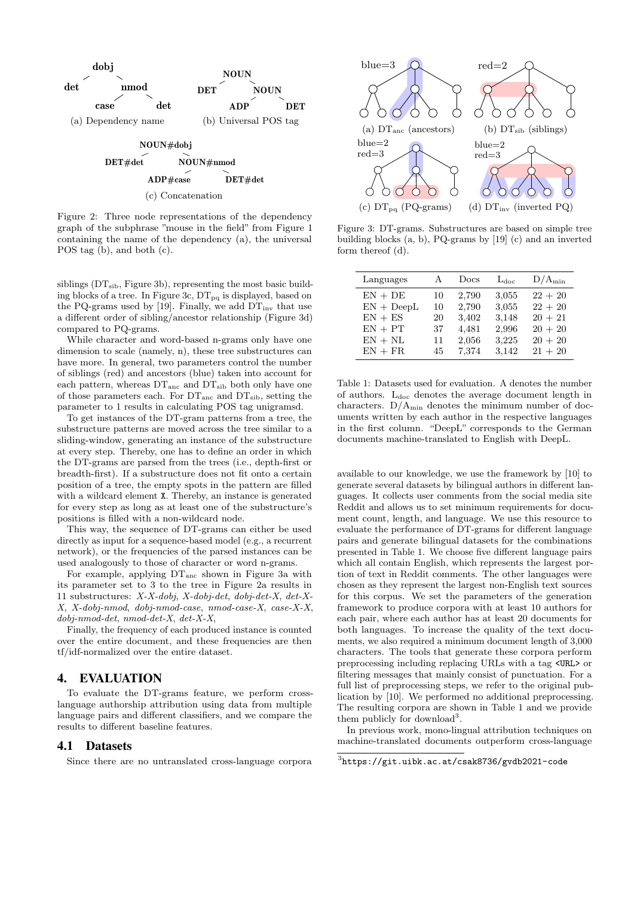dobj

det nmod

case det

(a) Dependency name

NOUN

DET NOUN

ADP DET

(b) Universal POS tag

NOUN#dobj

DET#det NOUN#nmod

ADP#case DET#det

(c) Concatenation

Figure 2: Three node representations of the dependency graph of the subphrase "mouse in the field" from Figure 1 containing the name of the dependency (a), the universal POS tag (b), and both (c).

blue=3 red=2

(a) $DT_{anc}$ (ancestors) (b) $DT_{sib}$ (siblings)

blue=2 red=3 blue=2 red=3

(c) $DT_{pq}$ (PQ-grams) (d) $DT_{inv}$ (inverted PQ)

Figure 3: DT-grams. Substructures are based on simple tree building blocks (a, b), PQ-grams by [19] (c) and an inverted form thereof (d).

siblings ($DT_{sib}$, Figure 3b), representing the most basic building blocks of a tree. In Figure 3c, $DT_{pq}$ is displayed, based on the PQ-grams used by [19]. Finally, we add $DT_{inv}$ that use a different order of sibling/ancestor relationship (Figure 3d) compared to PQ-grams.

While character and word-based n-grams only have one dimension to scale (namely, n), these tree substructures can have more. In general, two parameters control the number of siblings (red) and ancestors (blue) taken into account for each pattern, whereas $DT_{anc}$ and $DT_{sib}$ both only have one of those parameters each. For $DT_{anc}$ and $DT_{sib}$, setting the parameter to 1 results in calculating POS tag unigramsd.

To get instances of the DT-gram patterns from a tree, the substructure patterns are moved across the tree similar to a sliding-window, generating an instance of the substructure at every step. Thereby, one has to define an order in which the DT-grams are parsed from the trees (i.e., depth-first or breadth-first). If a substructure does not fit onto a certain position of a tree, the empty spots in the pattern are filled with a wildcard element `X`. Thereby, an instance is generated for every step as long as at least one of the substructure's positions is filled with a non-wildcard node.

This way, the sequence of DT-grams can either be used directly as input for a sequence-based model (e.g., a recurrent network), or the frequencies of the parsed instances can be used analogously to those of character or word n-grams.

For example, applying $DT_{anc}$ shown in Figure 3a with its parameter set to 3 to the tree in Figure 2a results in 11 substructures: *X-X-dobj*, *X-dobj-det*, *dobj-det-X*, *det-X-X*, *X-dobj-nmod*, *dobj-nmod-case*, *nmod-case-X*, *case-X-X*, *dobj-nmod-det*, *nmod-det-X*, *det-X-X*,

Finally, the frequency of each produced instance is counted over the entire document, and these frequencies are then tf/idf-normalized over the entire dataset.

# 4. EVALUATION

To evaluate the DT-grams feature, we perform cross-language authorship attribution using data from multiple language pairs and different classifiers, and we compare the results to different baseline features.

## 4.1 Datasets

Since there are no untranslated cross-language corpora available to our knowledge, we use the framework by [10] to generate several datasets by bilingual authors in different languages. It collects user comments from the social media site Reddit and allows us to set minimum requirements for document count, length, and language. We use this resource to evaluate the performance of DT-grams for different language pairs and generate bilingual datasets for the combinations presented in Table 1. We choose five different language pairs which all contain English, which represents the largest portion of text in Reddit comments. The other languages were chosen as they represent the largest non-English text sources for this corpus. We set the parameters of the generation framework to produce corpora with at least 10 authors for each pair, where each author has at least 20 documents for both languages. To increase the quality of the text documents, we also required a minimum document length of 3,000 characters. The tools that generate these corpora perform preprocessing including replacing URLs with a tag `<URL>` or filtering messages that mainly consist of punctuation. For a full list of preprocessing steps, we refer to the original publication by [10]. We performed no additional preprocessing. The resulting corpora are shown in Table 1 and we provide them publicly for download[3].

| Languages | A | Docs | $L_{doc}$ | $D/A_{min}$ |
|---|---|---|---|---|
| EN + DE | 10 | 2,790 | 3,055 | 22 + 20 |
| EN + DeepL | 10 | 2,790 | 3,055 | 22 + 20 |
| EN + ES | 20 | 3,402 | 3,148 | 20 + 21 |
| EN + PT | 37 | 4,481 | 2,996 | 20 + 20 |
| EN + NL | 11 | 2,056 | 3,225 | 20 + 20 |
| EN + FR | 45 | 7,374 | 3,142 | 21 + 20 |

Table 1: Datasets used for evaluation. A denotes the number of authors. $L_{doc}$ denotes the average document length in characters. $D/A_{min}$ denotes the minimum number of documents written by each author in the respective languages in the first column. "DeepL" corresponds to the German documents machine-translated to English with DeepL.

In previous work, mono-lingual attribution techniques on machine-translated documents outperform cross-language

[3] `https://git.uibk.ac.at/csak8736/gvdb2021-code`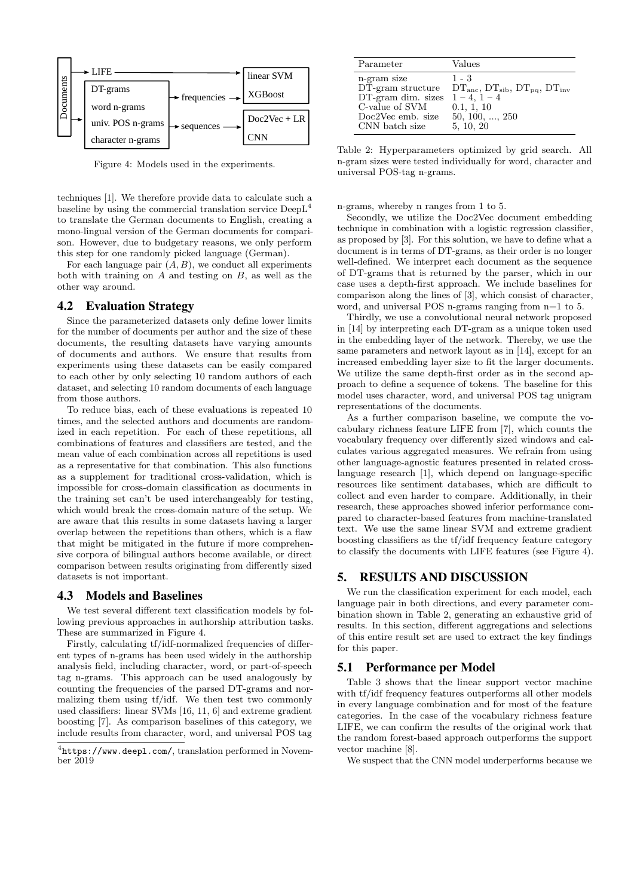Figure 4: Models used in the experiments.

techniques [1]. We therefore provide data to calculate such a baseline by using the commercial translation service DeepL[4] to translate the German documents to English, creating a mono-lingual version of the German documents for comparison. However, due to budgetary reasons, we only perform this step for one randomly picked language (German).

For each language pair $(A, B)$, we conduct all experiments both with training on $A$ and testing on $B$, as well as the other way around.

## 4.2 Evaluation Strategy

Since the parameterized datasets only define lower limits for the number of documents per author and the size of these documents, the resulting datasets have varying amounts of documents and authors. We ensure that results from experiments using these datasets can be easily compared to each other by only selecting 10 random authors of each dataset, and selecting 10 random documents of each language from those authors.

To reduce bias, each of these evaluations is repeated 10 times, and the selected authors and documents are randomized in each repetition. For each of these repetitions, all combinations of features and classifiers are tested, and the mean value of each combination across all repetitions is used as a representative for that combination. This also functions as a supplement for traditional cross-validation, which is impossible for cross-domain classification as documents in the training set can't be used interchangeably for testing, which would break the cross-domain nature of the setup. We are aware that this results in some datasets having a larger overlap between the repetitions than others, which is a flaw that might be mitigated in the future if more comprehensive corpora of bilingual authors become available, or direct comparison between results originating from differently sized datasets is not important.

## 4.3 Models and Baselines

We test several different text classification models by following previous approaches in authorship attribution tasks. These are summarized in Figure 4.

Firstly, calculating tf/idf-normalized frequencies of different types of n-grams has been used widely in the authorship analysis field, including character, word, or part-of-speech tag n-grams. This approach can be used analogously by counting the frequencies of the parsed DT-grams and normalizing them using tf/idf. We then test two commonly used classifiers: linear SVMs [16, 11, 6] and extreme gradient boosting [7]. As comparison baselines of this category, we include results from character, word, and universal POS tag n-grams, whereby n ranges from 1 to 5.

[4] `https://www.deepl.com/`, translation performed in November 2019

| Parameter | Values |
|---|---|
| n-gram size | 1 - 3 |
| DT-gram structure | $\mathrm{DT_{anc}}$, $\mathrm{DT_{sib}}$, $\mathrm{DT_{pq}}$, $\mathrm{DT_{inv}}$ |
| DT-gram dim. sizes | $1-4$, $1-4$ |
| C-value of SVM | 0.1, 1, 10 |
| Doc2Vec emb. size | 50, 100, ..., 250 |
| CNN batch size | 5, 10, 20 |

Table 2: Hyperparameters optimized by grid search. All n-gram sizes were tested individually for word, character and universal POS-tag n-grams.

Secondly, we utilize the Doc2Vec document embedding technique in combination with a logistic regression classifier, as proposed by [3]. For this solution, we have to define what a document is in terms of DT-grams, as their order is no longer well-defined. We interpret each document as the sequence of DT-grams that is returned by the parser, which in our case uses a depth-first approach. We include baselines for comparison along the lines of [3], which consist of character, word, and universal POS n-grams ranging from n=1 to 5.

Thirdly, we use a convolutional neural network proposed in [14] by interpreting each DT-gram as a unique token used in the embedding layer of the network. Thereby, we use the same parameters and network layout as in [14], except for an increased embedding layer size to fit the larger documents. We utilize the same depth-first order as in the second approach to define a sequence of tokens. The baseline for this model uses character, word, and universal POS tag unigram representations of the documents.

As a further comparison baseline, we compute the vocabulary richness feature LIFE from [7], which counts the vocabulary frequency over differently sized windows and calculates various aggregated measures. We refrain from using other language-agnostic features presented in related cross-language research [1], which depend on language-specific resources like sentiment databases, which are difficult to collect and even harder to compare. Additionally, in their research, these approaches showed inferior performance compared to character-based features from machine-translated text. We use the same linear SVM and extreme gradient boosting classifiers as the tf/idf frequency feature category to classify the documents with LIFE features (see Figure 4).

# 5. RESULTS AND DISCUSSION

We run the classification experiment for each model, each language pair in both directions, and every parameter combination shown in Table 2, generating an exhaustive grid of results. In this section, different aggregations and selections of this entire result set are used to extract the key findings for this paper.

## 5.1 Performance per Model

Table 3 shows that the linear support vector machine with tf/idf frequency features outperforms all other models in every language combination and for most of the feature categories. In the case of the vocabulary richness feature LIFE, we can confirm the results of the original work that the random forest-based approach outperforms the support vector machine [8].

We suspect that the CNN model underperforms because we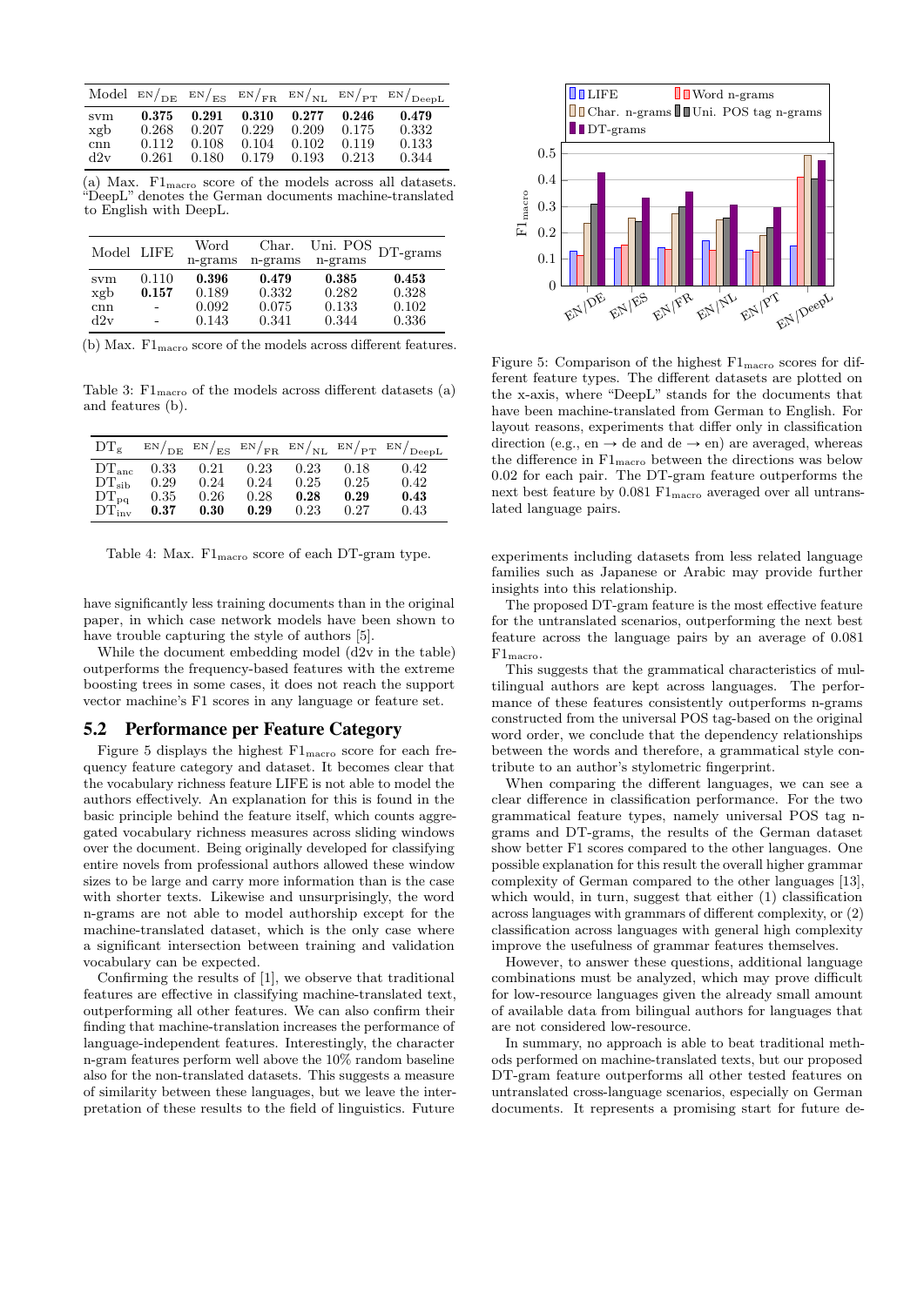| Model | EN/DE | EN/ES | EN/FR | EN/NL | EN/PT | EN/DeepL |
|---|---|---|---|---|---|---|
| svm | **0.375** | **0.291** | **0.310** | **0.277** | **0.246** | **0.479** |
| xgb | 0.268 | 0.207 | 0.229 | 0.209 | 0.175 | 0.332 |
| cnn | 0.112 | 0.108 | 0.104 | 0.102 | 0.119 | 0.133 |
| d2v | 0.261 | 0.180 | 0.179 | 0.193 | 0.213 | 0.344 |

(a) Max. $F1_{macro}$ score of the models across all datasets. "DeepL" denotes the German documents machine-translated to English with DeepL.

| Model | LIFE | Word n-grams | Char. n-grams | Uni. POS n-grams | DT-grams |
|---|---|---|---|---|---|
| svm | 0.110 | **0.396** | **0.479** | **0.385** | **0.453** |
| xgb | **0.157** | 0.189 | 0.332 | 0.282 | 0.328 |
| cnn | - | 0.092 | 0.075 | 0.133 | 0.102 |
| d2v | - | 0.143 | 0.341 | 0.344 | 0.336 |

(b) Max. $F1_{macro}$ score of the models across different features.

Table 3: $F1_{macro}$ of the models across different datasets (a) and features (b).

| $DT_g$ | EN/DE | EN/ES | EN/FR | EN/NL | EN/PT | EN/DeepL |
|---|---|---|---|---|---|---|
| $DT_{anc}$ | 0.33 | 0.21 | 0.23 | 0.23 | 0.18 | 0.42 |
| $DT_{sib}$ | 0.29 | 0.24 | 0.24 | 0.25 | 0.25 | 0.42 |
| $DT_{pq}$ | 0.35 | 0.26 | 0.28 | **0.28** | **0.29** | **0.43** |
| $DT_{inv}$ | **0.37** | **0.30** | **0.29** | 0.23 | 0.27 | 0.43 |

Table 4: Max. $F1_{macro}$ score of each DT-gram type.

have significantly less training documents than in the original paper, in which case network models have been shown to have trouble capturing the style of authors [5].

While the document embedding model (d2v in the table) outperforms the frequency-based features with the extreme boosting trees in some cases, it does not reach the support vector machine's F1 scores in any language or feature set.

## 5.2 Performance per Feature Category

Figure 5 displays the highest $F1_{macro}$ score for each frequency feature category and dataset. It becomes clear that the vocabulary richness feature LIFE is not able to model the authors effectively. An explanation for this is found in the basic principle behind the feature itself, which counts aggregated vocabulary richness measures across sliding windows over the document. Being originally developed for classifying entire novels from professional authors allowed these window sizes to be large and carry more information than is the case with shorter texts. Likewise and unsurprisingly, the word n-grams are not able to model authorship except for the machine-translated dataset, which is the only case where a significant intersection between training and validation vocabulary can be expected.

Confirming the results of [1], we observe that traditional features are effective in classifying machine-translated text, outperforming all other features. We can also confirm their finding that machine-translation increases the performance of language-independent features. Interestingly, the character n-gram features perform well above the 10% random baseline also for the non-translated datasets. This suggests a measure of similarity between these languages, but we leave the interpretation of these results to the field of linguistics. Future

Figure 5: Comparison of the highest $F1_{macro}$ scores for different feature types. The different datasets are plotted on the x-axis, where "DeepL" stands for the documents that have been machine-translated from German to English. For layout reasons, experiments that differ only in classification direction (e.g., en → de and de → en) are averaged, whereas the difference in $F1_{macro}$ between the directions was below 0.02 for each pair. The DT-gram feature outperforms the next best feature by 0.081 $F1_{macro}$ averaged over all untranslated language pairs.

experiments including datasets from less related language families such as Japanese or Arabic may provide further insights into this relationship.

The proposed DT-gram feature is the most effective feature for the untranslated scenarios, outperforming the next best feature across the language pairs by an average of 0.081 $F1_{macro}$.

This suggests that the grammatical characteristics of multilingual authors are kept across languages. The performance of these features consistently outperforms n-grams constructed from the universal POS tag-based on the original word order, we conclude that the dependency relationships between the words and therefore, a grammatical style contribute to an author's stylometric fingerprint.

When comparing the different languages, we can see a clear difference in classification performance. For the two grammatical feature types, namely universal POS tag n-grams and DT-grams, the results of the German dataset show better F1 scores compared to the other languages. One possible explanation for this result the overall higher grammar complexity of German compared to the other languages [13], which would, in turn, suggest that either (1) classification across languages with grammars of different complexity, or (2) classification across languages with general high complexity improve the usefulness of grammar features themselves.

However, to answer these questions, additional language combinations must be analyzed, which may prove difficult for low-resource languages given the already small amount of available data from bilingual authors for languages that are not considered low-resource.

In summary, no approach is able to beat traditional methods performed on machine-translated texts, but our proposed DT-gram feature outperforms all other tested features on untranslated cross-language scenarios, especially on German documents. It represents a promising start for future de-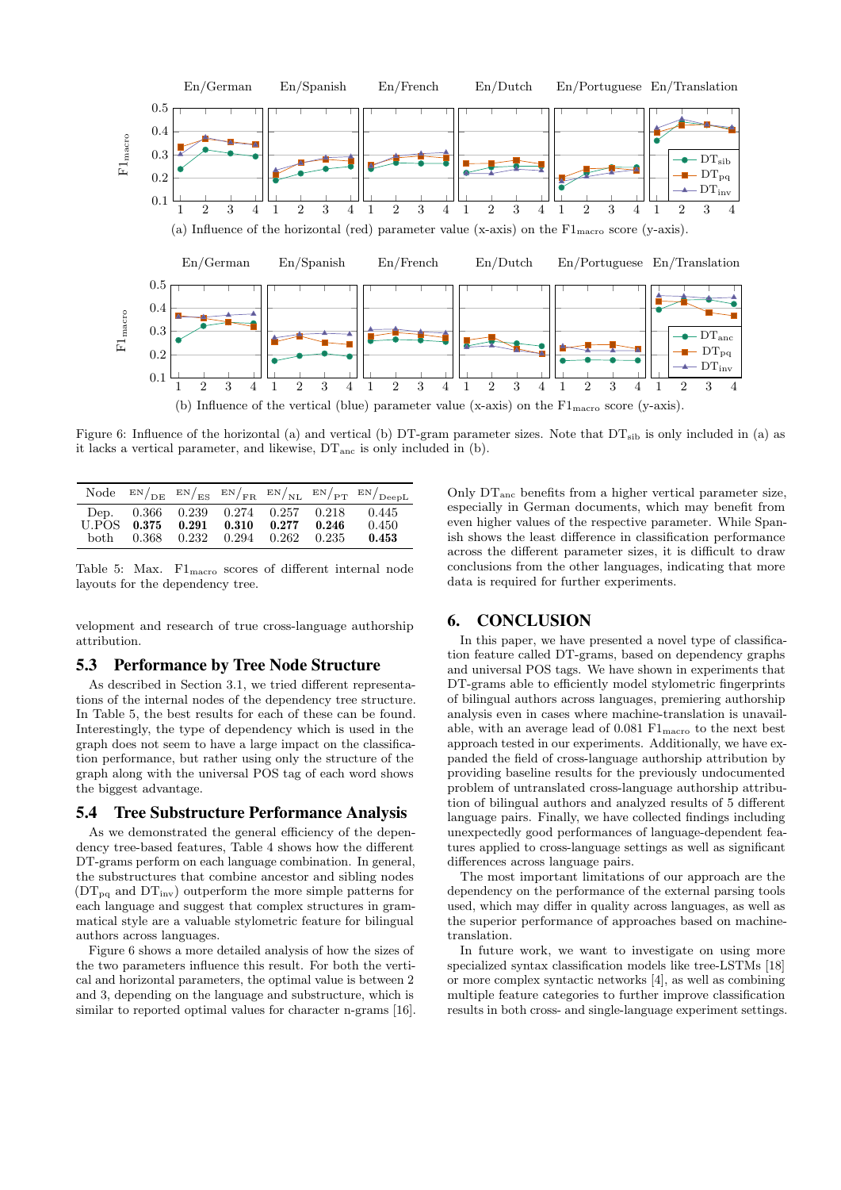Figure 6: Influence of the horizontal (a) and vertical (b) DT-gram parameter sizes. Note that $DT_{sib}$ is only included in (a) as it lacks a vertical parameter, and likewise, $DT_{anc}$ is only included in (b).

(a) Influence of the horizontal (red) parameter value (x-axis) on the $F1_{macro}$ score (y-axis).

(b) Influence of the vertical (blue) parameter value (x-axis) on the $F1_{macro}$ score (y-axis).

| Node | EN/DE | EN/ES | EN/FR | EN/NL | EN/PT | EN/DeepL |
|---|---|---|---|---|---|---|
| Dep. | 0.366 | 0.239 | 0.274 | 0.257 | 0.218 | 0.445 |
| U.POS | **0.375** | **0.291** | **0.310** | **0.277** | **0.246** | 0.450 |
| both | 0.368 | 0.232 | 0.294 | 0.262 | 0.235 | **0.453** |

Table 5: Max. $F1_{macro}$ scores of different internal node layouts for the dependency tree.

velopment and research of true cross-language authorship attribution.

## 5.3 Performance by Tree Node Structure

As described in Section 3.1, we tried different representations of the internal nodes of the dependency tree structure. In Table 5, the best results for each of these can be found. Interestingly, the type of dependency which is used in the graph does not seem to have a large impact on the classification performance, but rather using only the structure of the graph along with the universal POS tag of each word shows the biggest advantage.

## 5.4 Tree Substructure Performance Analysis

As we demonstrated the general efficiency of the dependency tree-based features, Table 4 shows how the different DT-grams perform on each language combination. In general, the substructures that combine ancestor and sibling nodes ($DT_{pq}$ and $DT_{inv}$) outperform the more simple patterns for each language and suggest that complex structures in grammatical style are a valuable stylometric feature for bilingual authors across languages.

Figure 6 shows a more detailed analysis of how the sizes of the two parameters influence this result. For both the vertical and horizontal parameters, the optimal value is between 2 and 3, depending on the language and substructure, which is similar to reported optimal values for character n-grams [16]. Only $DT_{anc}$ benefits from a higher vertical parameter size, especially in German documents, which may benefit from even higher values of the respective parameter. While Spanish shows the least difference in classification performance across the different parameter sizes, it is difficult to draw conclusions from the other languages, indicating that more data is required for further experiments.

## 6. CONCLUSION

In this paper, we have presented a novel type of classification feature called DT-grams, based on dependency graphs and universal POS tags. We have shown in experiments that DT-grams able to efficiently model stylometric fingerprints of bilingual authors across languages, premiering authorship analysis even in cases where machine-translation is unavailable, with an average lead of 0.081 $F1_{macro}$ to the next best approach tested in our experiments. Additionally, we have expanded the field of cross-language authorship attribution by providing baseline results for the previously undocumented problem of untranslated cross-language authorship attribution of bilingual authors and analyzed results of 5 different language pairs. Finally, we have collected findings including unexpectedly good performances of language-dependent features applied to cross-language settings as well as significant differences across language pairs.

The most important limitations of our approach are the dependency on the performance of the external parsing tools used, which may differ in quality across languages, as well as the superior performance of approaches based on machine-translation.

In future work, we want to investigate on using more specialized syntax classification models like tree-LSTMs [18] or more complex syntactic networks [4], as well as combining multiple feature categories to further improve classification results in both cross- and single-language experiment settings.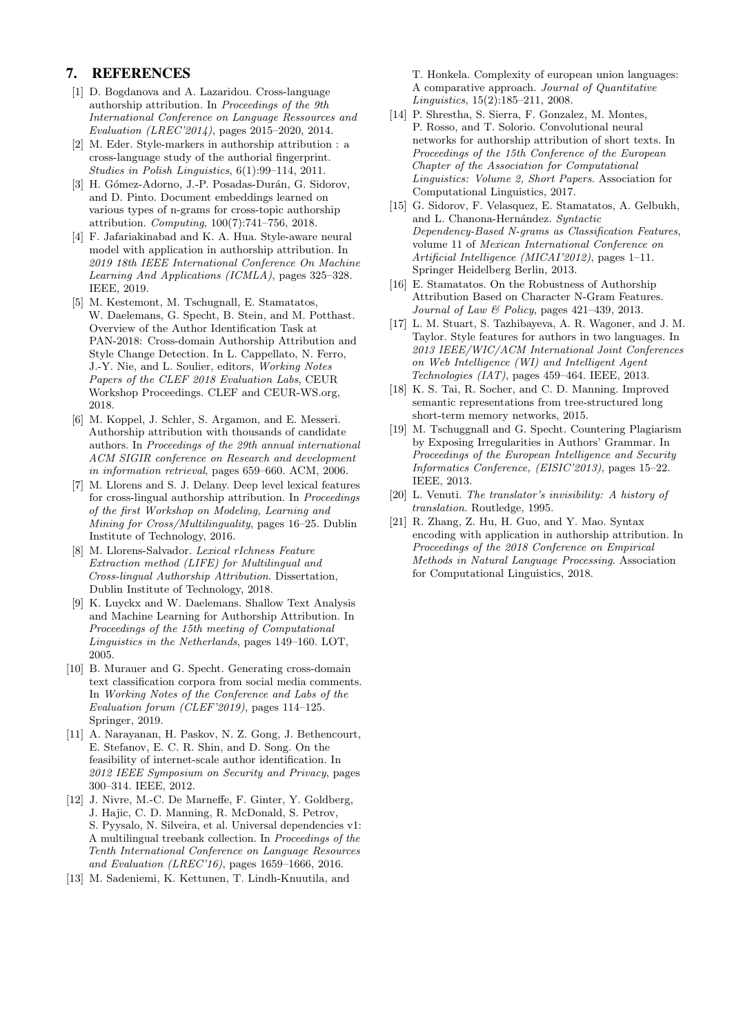## 7. REFERENCES

[1] D. Bogdanova and A. Lazaridou. Cross-language authorship attribution. In *Proceedings of the 9th International Conference on Language Ressources and Evaluation (LREC'2014)*, pages 2015–2020, 2014.

[2] M. Eder. Style-markers in authorship attribution : a cross-language study of the authorial fingerprint. *Studies in Polish Linguistics*, 6(1):99–114, 2011.

[3] H. Gómez-Adorno, J.-P. Posadas-Durán, G. Sidorov, and D. Pinto. Document embeddings learned on various types of n-grams for cross-topic authorship attribution. *Computing*, 100(7):741–756, 2018.

[4] F. Jafariakinabad and K. A. Hua. Style-aware neural model with application in authorship attribution. In *2019 18th IEEE International Conference On Machine Learning And Applications (ICMLA)*, pages 325–328. IEEE, 2019.

[5] M. Kestemont, M. Tschugnall, E. Stamatatos, W. Daelemans, G. Specht, B. Stein, and M. Potthast. Overview of the Author Identification Task at PAN-2018: Cross-domain Authorship Attribution and Style Change Detection. In L. Cappellato, N. Ferro, J.-Y. Nie, and L. Soulier, editors, *Working Notes Papers of the CLEF 2018 Evaluation Labs*, CEUR Workshop Proceedings. CLEF and CEUR-WS.org, 2018.

[6] M. Koppel, J. Schler, S. Argamon, and E. Messeri. Authorship attribution with thousands of candidate authors. In *Proceedings of the 29th annual international ACM SIGIR conference on Research and development in information retrieval*, pages 659–660. ACM, 2006.

[7] M. Llorens and S. J. Delany. Deep level lexical features for cross-lingual authorship attribution. In *Proceedings of the first Workshop on Modeling, Learning and Mining for Cross/Multilinguality*, pages 16–25. Dublin Institute of Technology, 2016.

[8] M. Llorens-Salvador. *Lexical rIchness Feature Extraction method (LIFE) for Multilingual and Cross-lingual Authorship Attribution*. Dissertation, Dublin Institute of Technology, 2018.

[9] K. Luyckx and W. Daelemans. Shallow Text Analysis and Machine Learning for Authorship Attribution. In *Proceedings of the 15th meeting of Computational Linguistics in the Netherlands*, pages 149–160. LOT, 2005.

[10] B. Murauer and G. Specht. Generating cross-domain text classification corpora from social media comments. In *Working Notes of the Conference and Labs of the Evaluation forum (CLEF'2019)*, pages 114–125. Springer, 2019.

[11] A. Narayanan, H. Paskov, N. Z. Gong, J. Bethencourt, E. Stefanov, E. C. R. Shin, and D. Song. On the feasibility of internet-scale author identification. In *2012 IEEE Symposium on Security and Privacy*, pages 300–314. IEEE, 2012.

[12] J. Nivre, M.-C. De Marneffe, F. Ginter, Y. Goldberg, J. Hajic, C. D. Manning, R. McDonald, S. Petrov, S. Pyysalo, N. Silveira, et al. Universal dependencies v1: A multilingual treebank collection. In *Proceedings of the Tenth International Conference on Language Resources and Evaluation (LREC'16)*, pages 1659–1666, 2016.

[13] M. Sadeniemi, K. Kettunen, T. Lindh-Knuutila, and T. Honkela. Complexity of european union languages: A comparative approach. *Journal of Quantitative Linguistics*, 15(2):185–211, 2008.

[14] P. Shrestha, S. Sierra, F. Gonzalez, M. Montes, P. Rosso, and T. Solorio. Convolutional neural networks for authorship attribution of short texts. In *Proceedings of the 15th Conference of the European Chapter of the Association for Computational Linguistics: Volume 2, Short Papers*. Association for Computational Linguistics, 2017.

[15] G. Sidorov, F. Velasquez, E. Stamatatos, A. Gelbukh, and L. Chanona-Hernández. *Syntactic Dependency-Based N-grams as Classification Features*, volume 11 of *Mexican International Conference on Artificial Intelligence (MICAI'2012)*, pages 1–11. Springer Heidelberg Berlin, 2013.

[16] E. Stamatatos. On the Robustness of Authorship Attribution Based on Character N-Gram Features. *Journal of Law & Policy*, pages 421–439, 2013.

[17] L. M. Stuart, S. Tazhibayeva, A. R. Wagoner, and J. M. Taylor. Style features for authors in two languages. In *2013 IEEE/WIC/ACM International Joint Conferences on Web Intelligence (WI) and Intelligent Agent Technologies (IAT)*, pages 459–464. IEEE, 2013.

[18] K. S. Tai, R. Socher, and C. D. Manning. Improved semantic representations from tree-structured long short-term memory networks, 2015.

[19] M. Tschuggnall and G. Specht. Countering Plagiarism by Exposing Irregularities in Authors' Grammar. In *Proceedings of the European Intelligence and Security Informatics Conference, (EISIC'2013)*, pages 15–22. IEEE, 2013.

[20] L. Venuti. *The translator's invisibility: A history of translation*. Routledge, 1995.

[21] R. Zhang, Z. Hu, H. Guo, and Y. Mao. Syntax encoding with application in authorship attribution. In *Proceedings of the 2018 Conference on Empirical Methods in Natural Language Processing*. Association for Computational Linguistics, 2018.